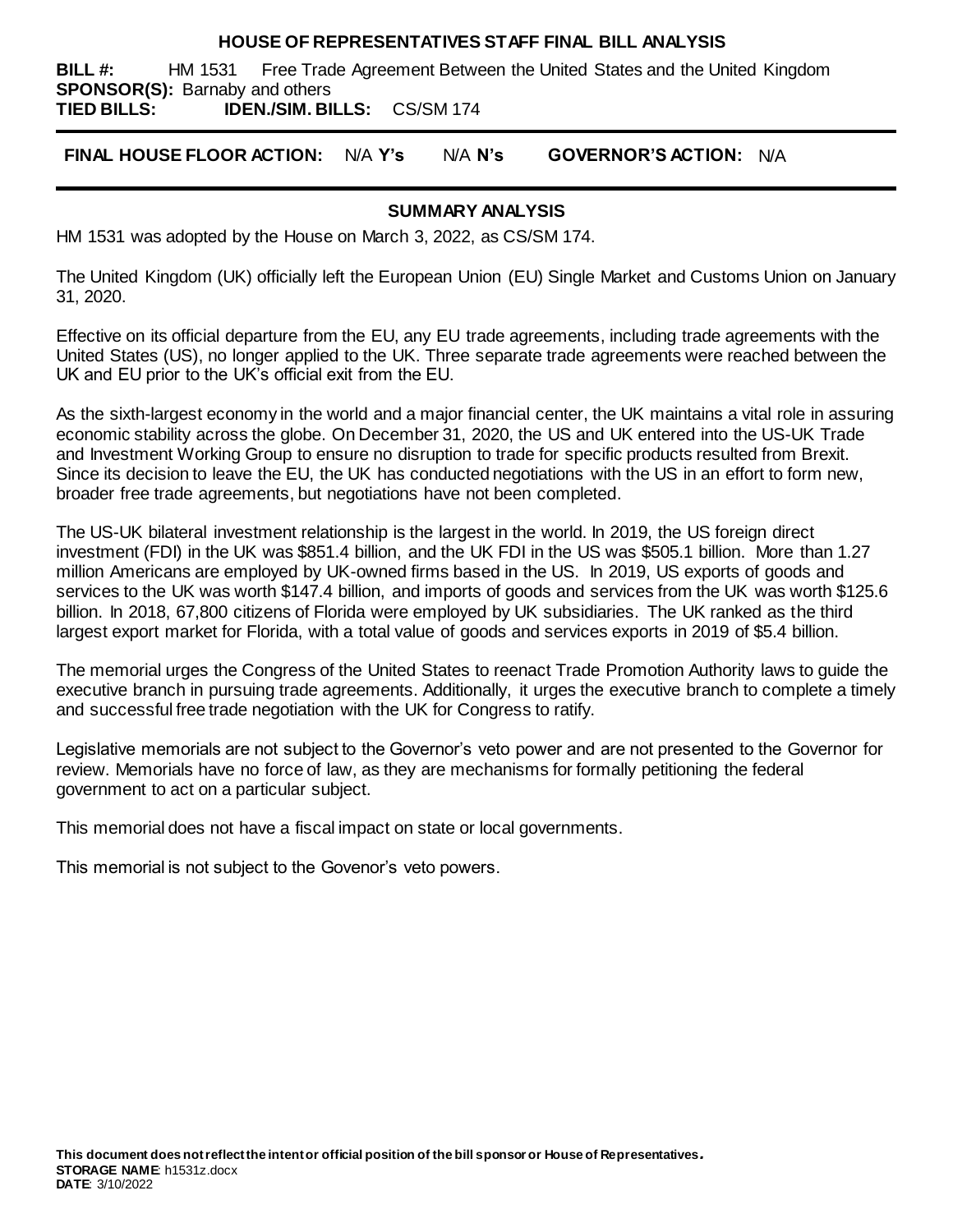# HOUSE OF REPRESENTATIVES STAFF FINAL BILL ANALYSIS

**BILL #:** HM 1531 Free Trade Agreement Between the United States and the United Kingdom
**SPONSOR(S):** Barnaby and others
**TIED BILLS:** **IDEN./SIM. BILLS:** CS/SM 174

**FINAL HOUSE FLOOR ACTION:** N/A **Y's** N/A **N's** **GOVERNOR'S ACTION:** N/A

## SUMMARY ANALYSIS

HM 1531 was adopted by the House on March 3, 2022, as CS/SM 174.

The United Kingdom (UK) officially left the European Union (EU) Single Market and Customs Union on January 31, 2020.

Effective on its official departure from the EU, any EU trade agreements, including trade agreements with the United States (US), no longer applied to the UK. Three separate trade agreements were reached between the UK and EU prior to the UK's official exit from the EU.

As the sixth-largest economy in the world and a major financial center, the UK maintains a vital role in assuring economic stability across the globe. On December 31, 2020, the US and UK entered into the US-UK Trade and Investment Working Group to ensure no disruption to trade for specific products resulted from Brexit. Since its decision to leave the EU, the UK has conducted negotiations with the US in an effort to form new, broader free trade agreements, but negotiations have not been completed.

The US-UK bilateral investment relationship is the largest in the world. In 2019, the US foreign direct investment (FDI) in the UK was $851.4 billion, and the UK FDI in the US was $505.1 billion. More than 1.27 million Americans are employed by UK-owned firms based in the US. In 2019, US exports of goods and services to the UK was worth $147.4 billion, and imports of goods and services from the UK was worth $125.6 billion. In 2018, 67,800 citizens of Florida were employed by UK subsidiaries. The UK ranked as the third largest export market for Florida, with a total value of goods and services exports in 2019 of $5.4 billion.

The memorial urges the Congress of the United States to reenact Trade Promotion Authority laws to guide the executive branch in pursuing trade agreements. Additionally, it urges the executive branch to complete a timely and successful free trade negotiation with the UK for Congress to ratify.

Legislative memorials are not subject to the Governor's veto power and are not presented to the Governor for review. Memorials have no force of law, as they are mechanisms for formally petitioning the federal government to act on a particular subject.

This memorial does not have a fiscal impact on state or local governments.

This memorial is not subject to the Govenor's veto powers.

**This document does not reflect the intent or official position of the bill sponsor or House of Representatives.**
**STORAGE NAME**: h1531z.docx
**DATE**: 3/10/2022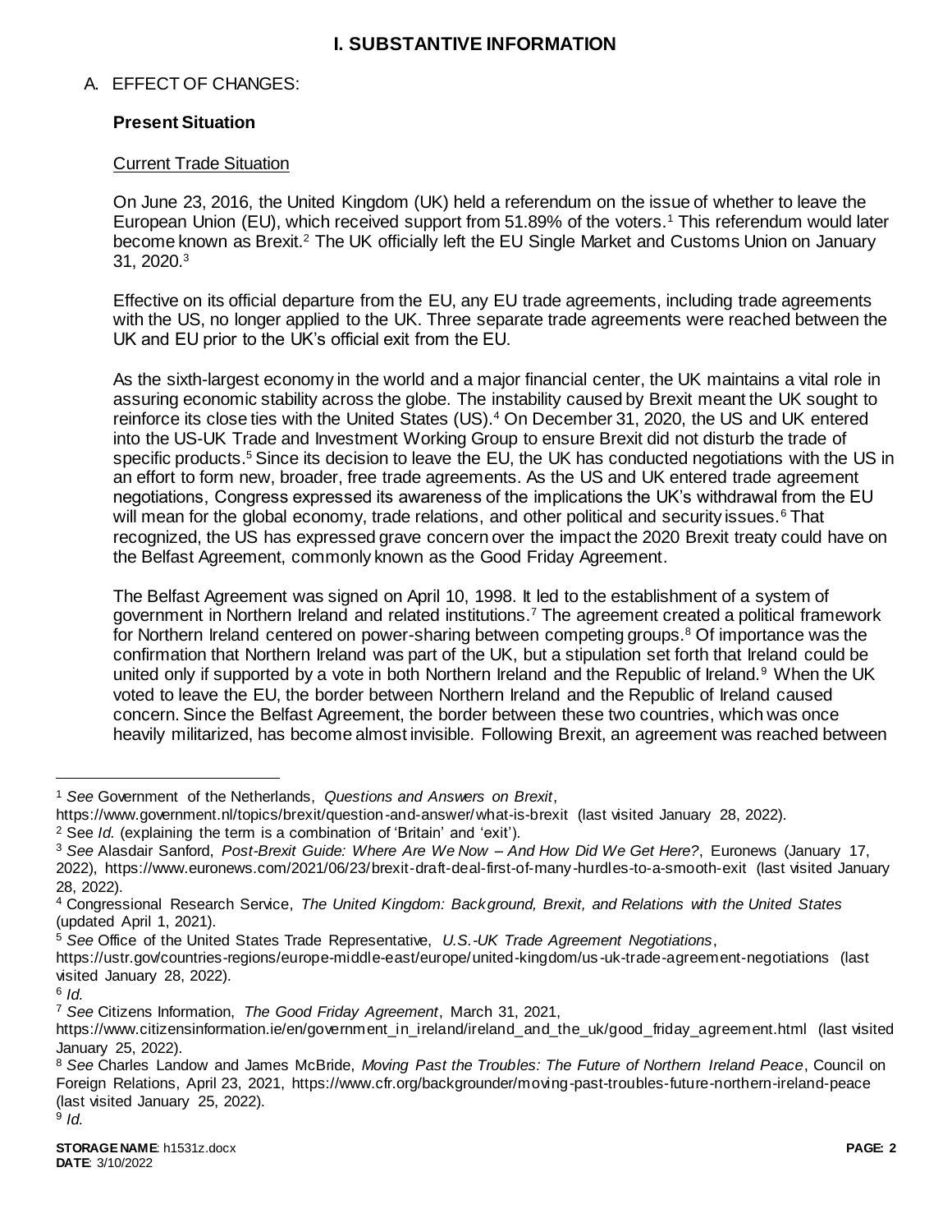# I. SUBSTANTIVE INFORMATION

## A. EFFECT OF CHANGES:

### Present Situation

Current Trade Situation

On June 23, 2016, the United Kingdom (UK) held a referendum on the issue of whether to leave the European Union (EU), which received support from 51.89% of the voters.[1] This referendum would later become known as Brexit.[2] The UK officially left the EU Single Market and Customs Union on January 31, 2020.[3]

Effective on its official departure from the EU, any EU trade agreements, including trade agreements with the US, no longer applied to the UK. Three separate trade agreements were reached between the UK and EU prior to the UK's official exit from the EU.

As the sixth-largest economy in the world and a major financial center, the UK maintains a vital role in assuring economic stability across the globe. The instability caused by Brexit meant the UK sought to reinforce its close ties with the United States (US).[4] On December 31, 2020, the US and UK entered into the US-UK Trade and Investment Working Group to ensure Brexit did not disturb the trade of specific products.[5] Since its decision to leave the EU, the UK has conducted negotiations with the US in an effort to form new, broader, free trade agreements. As the US and UK entered trade agreement negotiations, Congress expressed its awareness of the implications the UK's withdrawal from the EU will mean for the global economy, trade relations, and other political and security issues.[6] That recognized, the US has expressed grave concern over the impact the 2020 Brexit treaty could have on the Belfast Agreement, commonly known as the Good Friday Agreement.

The Belfast Agreement was signed on April 10, 1998. It led to the establishment of a system of government in Northern Ireland and related institutions.[7] The agreement created a political framework for Northern Ireland centered on power-sharing between competing groups.[8] Of importance was the confirmation that Northern Ireland was part of the UK, but a stipulation set forth that Ireland could be united only if supported by a vote in both Northern Ireland and the Republic of Ireland.[9] When the UK voted to leave the EU, the border between Northern Ireland and the Republic of Ireland caused concern. Since the Belfast Agreement, the border between these two countries, which was once heavily militarized, has become almost invisible. Following Brexit, an agreement was reached between

---

[1] *See* Government of the Netherlands, *Questions and Answers on Brexit*, https://www.government.nl/topics/brexit/question-and-answer/what-is-brexit (last visited January 28, 2022).

[2] See *Id.* (explaining the term is a combination of 'Britain' and 'exit').

[3] *See* Alasdair Sanford, *Post-Brexit Guide: Where Are We Now – And How Did We Get Here?*, Euronews (January 17, 2022), https://www.euronews.com/2021/06/23/brexit-draft-deal-first-of-many-hurdles-to-a-smooth-exit (last visited January 28, 2022).

[4] Congressional Research Service, *The United Kingdom: Background, Brexit, and Relations with the United States* (updated April 1, 2021).

[5] *See* Office of the United States Trade Representative, *U.S.-UK Trade Agreement Negotiations*, https://ustr.gov/countries-regions/europe-middle-east/europe/united-kingdom/us-uk-trade-agreement-negotiations (last visited January 28, 2022).

[6] *Id.*

[7] *See* Citizens Information, *The Good Friday Agreement*, March 31, 2021, https://www.citizensinformation.ie/en/government_in_ireland/ireland_and_the_uk/good_friday_agreement.html (last visited January 25, 2022).

[8] *See* Charles Landow and James McBride, *Moving Past the Troubles: The Future of Northern Ireland Peace*, Council on Foreign Relations, April 23, 2021, https://www.cfr.org/backgrounder/moving-past-troubles-future-northern-ireland-peace (last visited January 25, 2022).

[9] *Id.*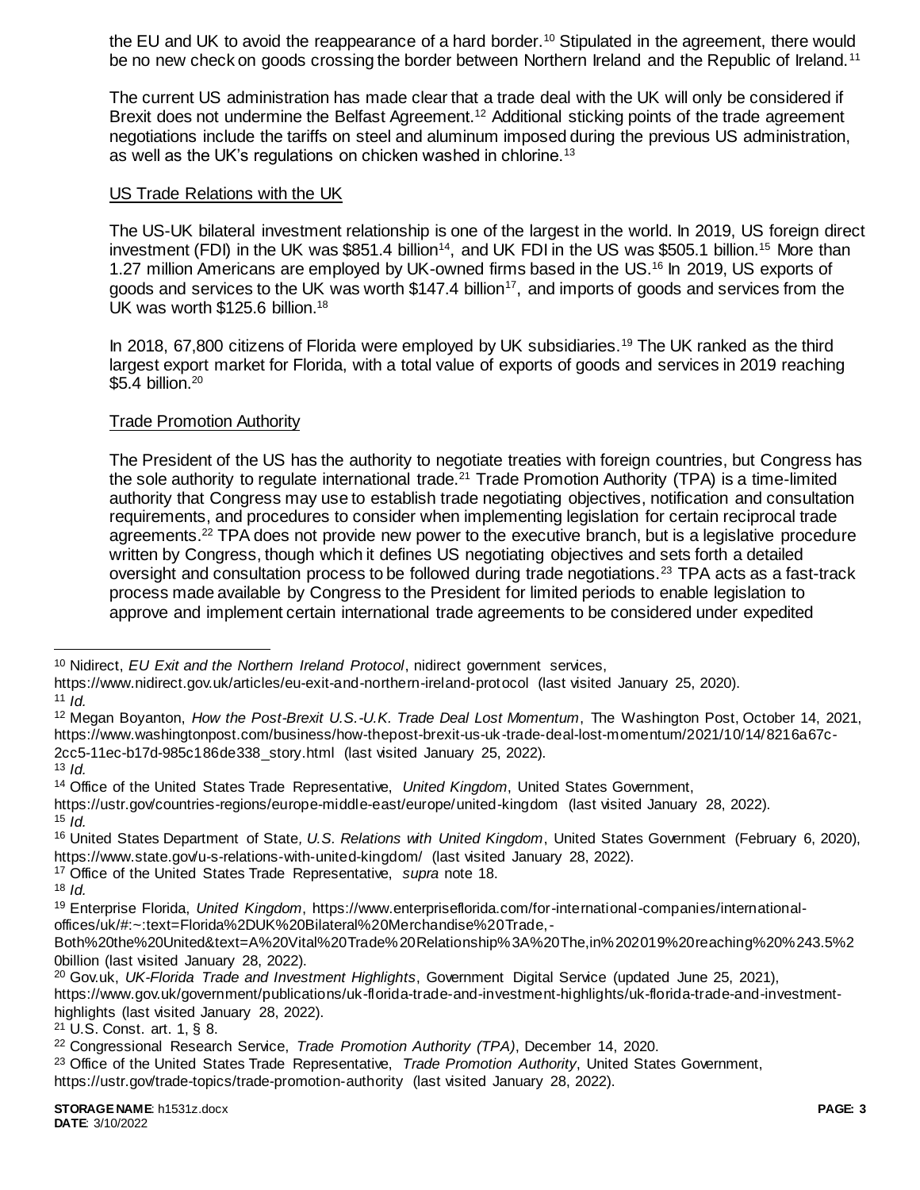the EU and UK to avoid the reappearance of a hard border.[10] Stipulated in the agreement, there would be no new check on goods crossing the border between Northern Ireland and the Republic of Ireland.[11]

The current US administration has made clear that a trade deal with the UK will only be considered if Brexit does not undermine the Belfast Agreement.[12] Additional sticking points of the trade agreement negotiations include the tariffs on steel and aluminum imposed during the previous US administration, as well as the UK's regulations on chicken washed in chlorine.[13]

## US Trade Relations with the UK

The US-UK bilateral investment relationship is one of the largest in the world. In 2019, US foreign direct investment (FDI) in the UK was $851.4 billion[14], and UK FDI in the US was $505.1 billion.[15] More than 1.27 million Americans are employed by UK-owned firms based in the US.[16] In 2019, US exports of goods and services to the UK was worth $147.4 billion[17], and imports of goods and services from the UK was worth $125.6 billion.[18]

In 2018, 67,800 citizens of Florida were employed by UK subsidiaries.[19] The UK ranked as the third largest export market for Florida, with a total value of exports of goods and services in 2019 reaching $5.4 billion.[20]

## Trade Promotion Authority

The President of the US has the authority to negotiate treaties with foreign countries, but Congress has the sole authority to regulate international trade.[21] Trade Promotion Authority (TPA) is a time-limited authority that Congress may use to establish trade negotiating objectives, notification and consultation requirements, and procedures to consider when implementing legislation for certain reciprocal trade agreements.[22] TPA does not provide new power to the executive branch, but is a legislative procedure written by Congress, though which it defines US negotiating objectives and sets forth a detailed oversight and consultation process to be followed during trade negotiations.[23] TPA acts as a fast-track process made available by Congress to the President for limited periods to enable legislation to approve and implement certain international trade agreements to be considered under expedited

---

[10] Nidirect, *EU Exit and the Northern Ireland Protocol*, nidirect government services, https://www.nidirect.gov.uk/articles/eu-exit-and-northern-ireland-protocol (last visited January 25, 2020).

[11] *Id.*

[12] Megan Boyanton, *How the Post-Brexit U.S.-U.K. Trade Deal Lost Momentum*, The Washington Post, October 14, 2021, https://www.washingtonpost.com/business/how-thepost-brexit-us-uk-trade-deal-lost-momentum/2021/10/14/8216a67c-2cc5-11ec-b17d-985c186de338_story.html (last visited January 25, 2022).

[13] *Id.*

[14] Office of the United States Trade Representative, *United Kingdom*, United States Government, https://ustr.gov/countries-regions/europe-middle-east/europe/united-kingdom (last visited January 28, 2022).

[15] *Id.*

[16] United States Department of State, *U.S. Relations with United Kingdom*, United States Government (February 6, 2020), https://www.state.gov/u-s-relations-with-united-kingdom/ (last visited January 28, 2022).

[17] Office of the United States Trade Representative, *supra* note 18.

[18] *Id.*

[19] Enterprise Florida, *United Kingdom*, https://www.enterpriseflorida.com/for-international-companies/international-offices/uk/#:~:text=Florida%2DUK%20Bilateral%20Merchandise%20Trade,-Both%20the%20United&text=A%20Vital%20Trade%20Relationship%3A%20The,in%202019%20reaching%20%243.5%20billion (last visited January 28, 2022).

[20] Gov.uk, *UK-Florida Trade and Investment Highlights*, Government Digital Service (updated June 25, 2021), https://www.gov.uk/government/publications/uk-florida-trade-and-investment-highlights/uk-florida-trade-and-investment-highlights (last visited January 28, 2022).

[21] U.S. Const. art. 1, § 8.

[22] Congressional Research Service, *Trade Promotion Authority (TPA)*, December 14, 2020.

[23] Office of the United States Trade Representative, *Trade Promotion Authority*, United States Government, https://ustr.gov/trade-topics/trade-promotion-authority (last visited January 28, 2022).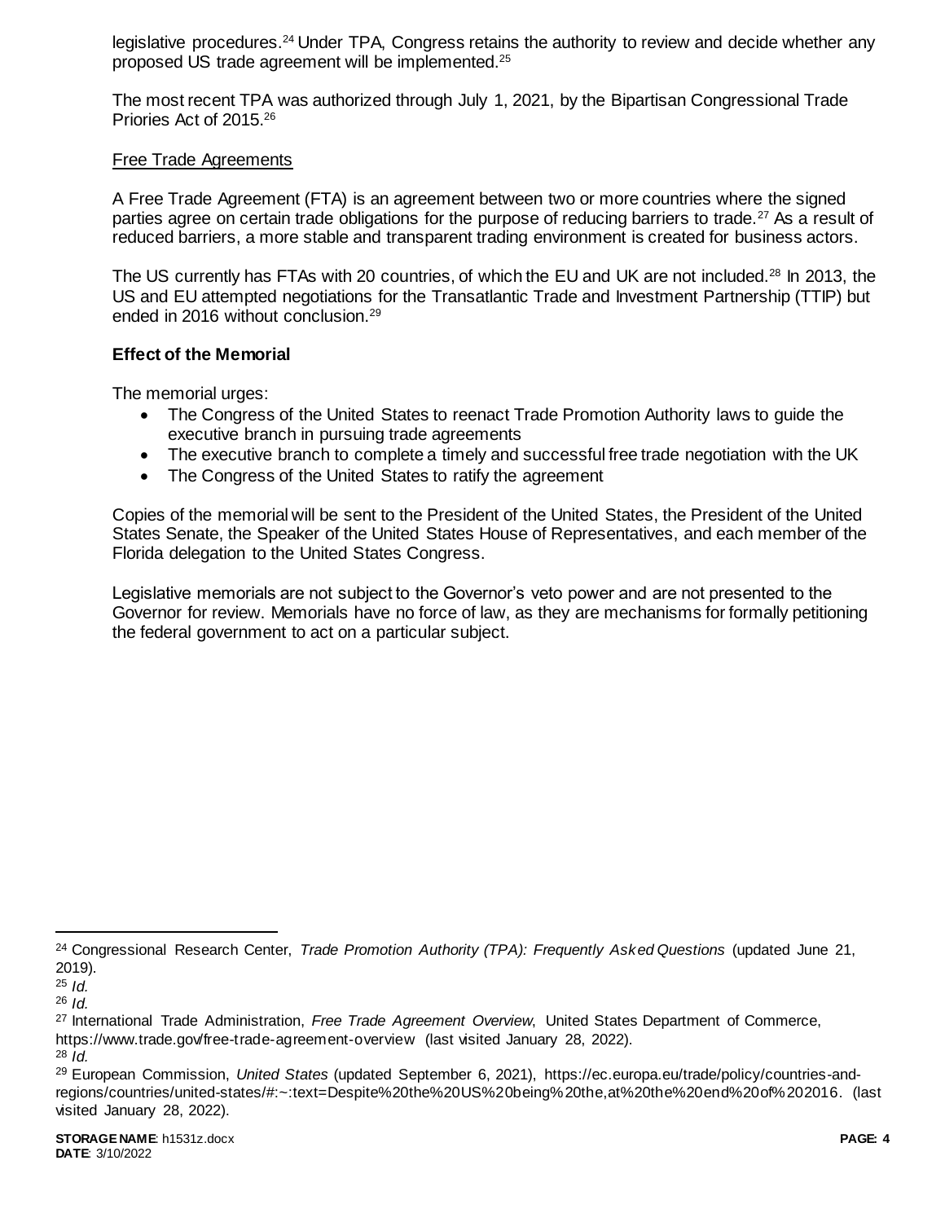legislative procedures.[24] Under TPA, Congress retains the authority to review and decide whether any proposed US trade agreement will be implemented.[25]

The most recent TPA was authorized through July 1, 2021, by the Bipartisan Congressional Trade Priories Act of 2015.[26]

<u>Free Trade Agreements</u>

A Free Trade Agreement (FTA) is an agreement between two or more countries where the signed parties agree on certain trade obligations for the purpose of reducing barriers to trade.[27] As a result of reduced barriers, a more stable and transparent trading environment is created for business actors.

The US currently has FTAs with 20 countries, of which the EU and UK are not included.[28] In 2013, the US and EU attempted negotiations for the Transatlantic Trade and Investment Partnership (TTIP) but ended in 2016 without conclusion.[29]

**Effect of the Memorial**

The memorial urges:

- The Congress of the United States to reenact Trade Promotion Authority laws to guide the executive branch in pursuing trade agreements
- The executive branch to complete a timely and successful free trade negotiation with the UK
- The Congress of the United States to ratify the agreement

Copies of the memorial will be sent to the President of the United States, the President of the United States Senate, the Speaker of the United States House of Representatives, and each member of the Florida delegation to the United States Congress.

Legislative memorials are not subject to the Governor's veto power and are not presented to the Governor for review. Memorials have no force of law, as they are mechanisms for formally petitioning the federal government to act on a particular subject.

---

[24] Congressional Research Center, *Trade Promotion Authority (TPA): Frequently Asked Questions* (updated June 21, 2019).

[25] *Id.*

[26] *Id.*

[27] International Trade Administration, *Free Trade Agreement Overview*, United States Department of Commerce, https://www.trade.gov/free-trade-agreement-overview (last visited January 28, 2022).

[28] *Id.*

[29] European Commission, *United States* (updated September 6, 2021), https://ec.europa.eu/trade/policy/countries-and-regions/countries/united-states/#:~:text=Despite%20the%20US%20being%20the,at%20the%20end%20of%202016. (last visited January 28, 2022).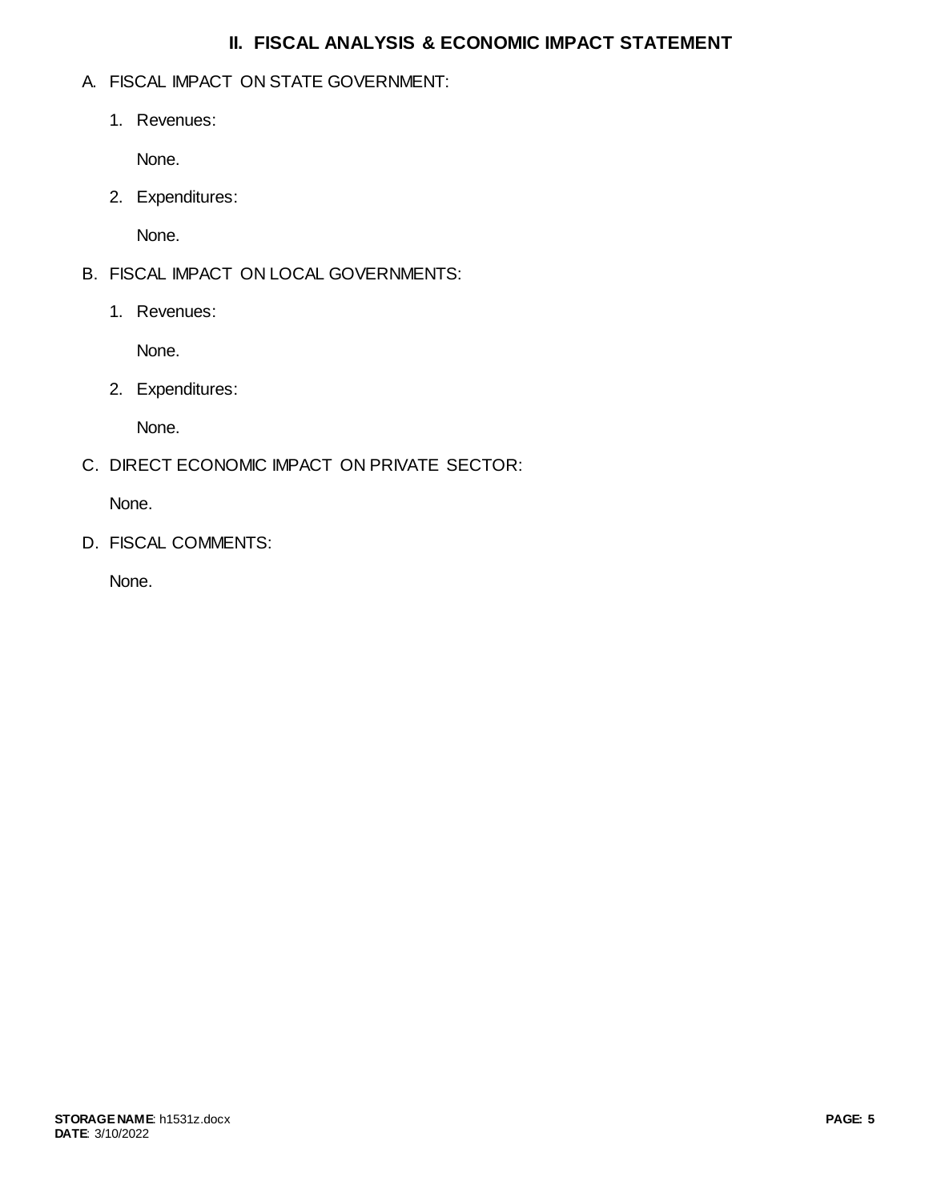## II. FISCAL ANALYSIS & ECONOMIC IMPACT STATEMENT

A. FISCAL IMPACT ON STATE GOVERNMENT:

1. Revenues:

   None.

2. Expenditures:

   None.

B. FISCAL IMPACT ON LOCAL GOVERNMENTS:

1. Revenues:

   None.

2. Expenditures:

   None.

C. DIRECT ECONOMIC IMPACT ON PRIVATE SECTOR:

None.

D. FISCAL COMMENTS:

None.